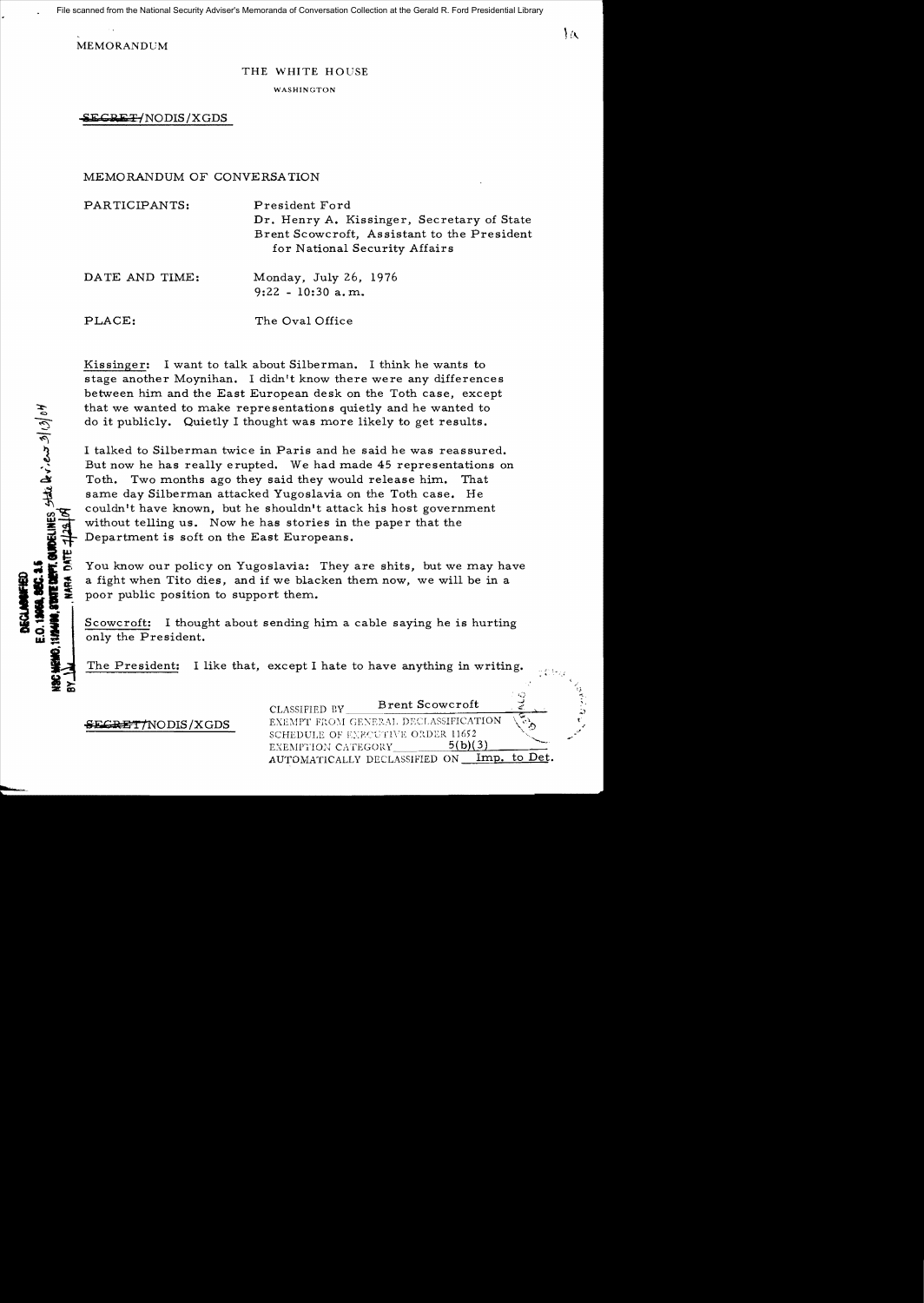File scanned from the National Security Adviser's Memoranda of Conversation Collection at the Gerald R. Ford Presidential Library

MEMORANDUM

THE WHITE HOUSE

WASHINGTON

~~SECRET~~/NODIS/XGDS

MEMORANDUM OF CONVERSATION

PARTICIPANTS: President Ford
Dr. Henry A. Kissinger, Secretary of State
Brent Scowcroft, Assistant to the President for National Security Affairs

DATE AND TIME: Monday, July 26, 1976
9:22 - 10:30 a.m.

PLACE: The Oval Office

DECLASSIFIED
E.O. 12958, SEC. 3.5
NSC MEMO, 11/24/98, STATE DEPT. GUIDELINES State Review 3/13/04
BY ___ NARA DATE 7/28/04

Kissinger: I want to talk about Silberman. I think he wants to stage another Moynihan. I didn't know there were any differences between him and the East European desk on the Toth case, except that we wanted to make representations quietly and he wanted to do it publicly. Quietly I thought was more likely to get results.

I talked to Silberman twice in Paris and he said he was reassured. But now he has really erupted. We had made 45 representations on Toth. Two months ago they said they would release him. That same day Silberman attacked Yugoslavia on the Toth case. He couldn't have known, but he shouldn't attack his host government without telling us. Now he has stories in the paper that the Department is soft on the East Europeans.

You know our policy on Yugoslavia: They are shits, but we may have a fight when Tito dies, and if we blacken them now, we will be in a poor public position to support them.

Scowcroft: I thought about sending him a cable saying he is hurting only the President.

The President: I like that, except I hate to have anything in writing.

~~SECRET~~/NODIS/XGDS

CLASSIFIED BY Brent Scowcroft
EXEMPT FROM GENERAL DECLASSIFICATION SCHEDULE OF EXECUTIVE ORDER 11652
EXEMPTION CATEGORY 5(b)(3)
AUTOMATICALLY DECLASSIFIED ON Imp. to Det.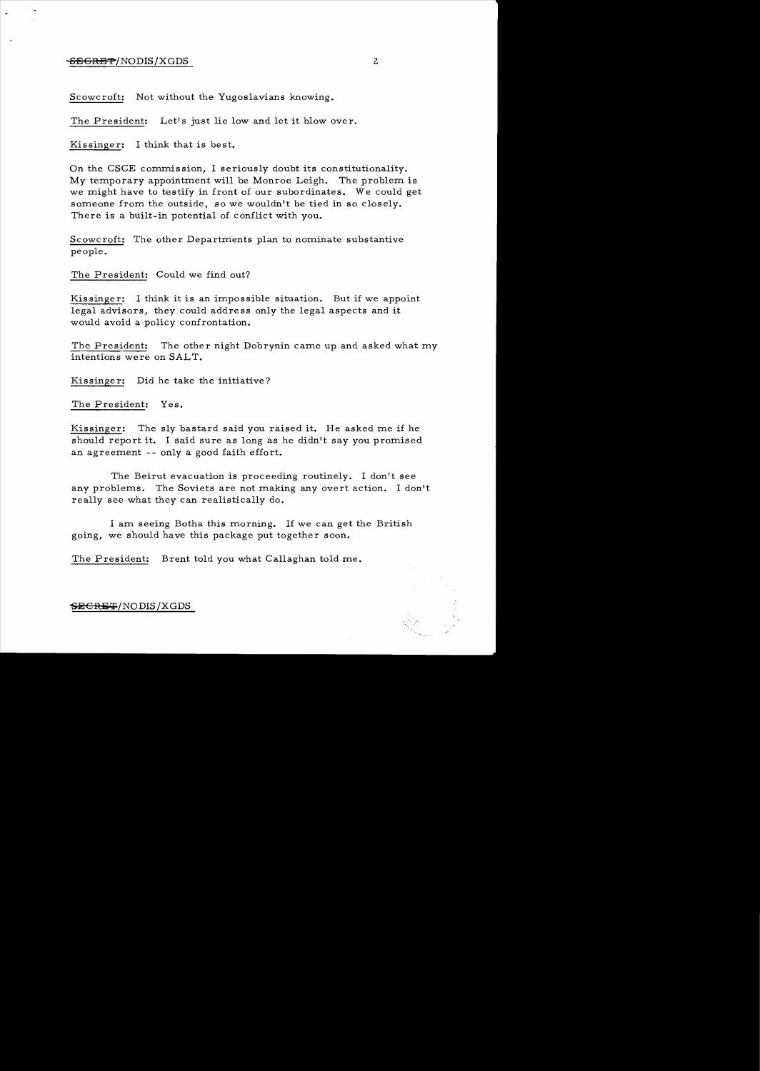Scowcroft: Not without the Yugoslavians knowing.

The President: Let's just lie low and let it blow over.

Kissinger: I think that is best.

On the CSCE commission, I seriously doubt its constitutionality. My temporary appointment will be Monroe Leigh. The problem is we might have to testify in front of our subordinates. We could get someone from the outside, so we wouldn't be tied in so closely. There is a built-in potential of conflict with you.

Scowcroft: The other Departments plan to nominate substantive people.

The President: Could we find out?

Kissinger: I think it is an impossible situation. But if we appoint legal advisors, they could address only the legal aspects and it would avoid a policy confrontation.

The President: The other night Dobrynin came up and asked what my intentions were on SALT.

Kissinger: Did he take the initiative?

The President: Yes.

Kissinger: The sly bastard said you raised it. He asked me if he should report it. I said sure as long as he didn't say you promised an agreement -- only a good faith effort.

The Beirut evacuation is proceeding routinely. I don't see any problems. The Soviets are not making any overt action. I don't really see what they can realistically do.

I am seeing Botha this morning. If we can get the British going, we should have this package put together soon.

The President: Brent told you what Callaghan told me.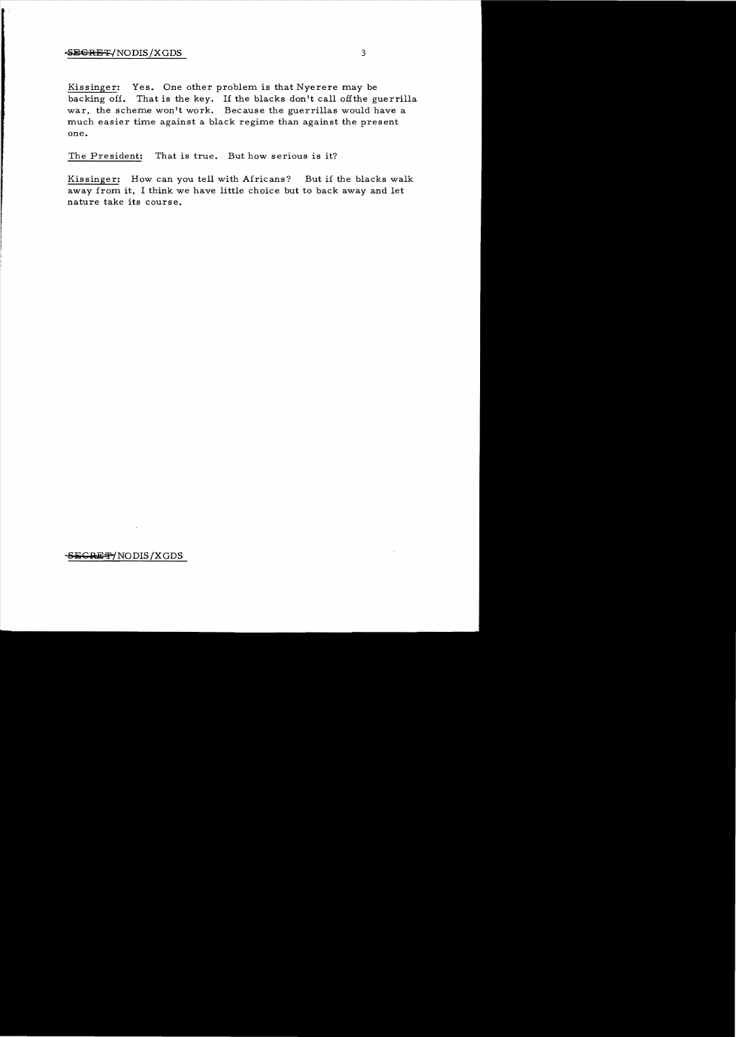Kissinger: Yes. One other problem is that Nyerere may be backing off. That is the key. If the blacks don't call offthe guerrilla war, the scheme won't work. Because the guerrillas would have a much easier time against a black regime than against the present one.

The President: That is true. But how serious is it?

Kissinger: How can you tell with Africans? But if the blacks walk away from it, I think we have little choice but to back away and let nature take its course.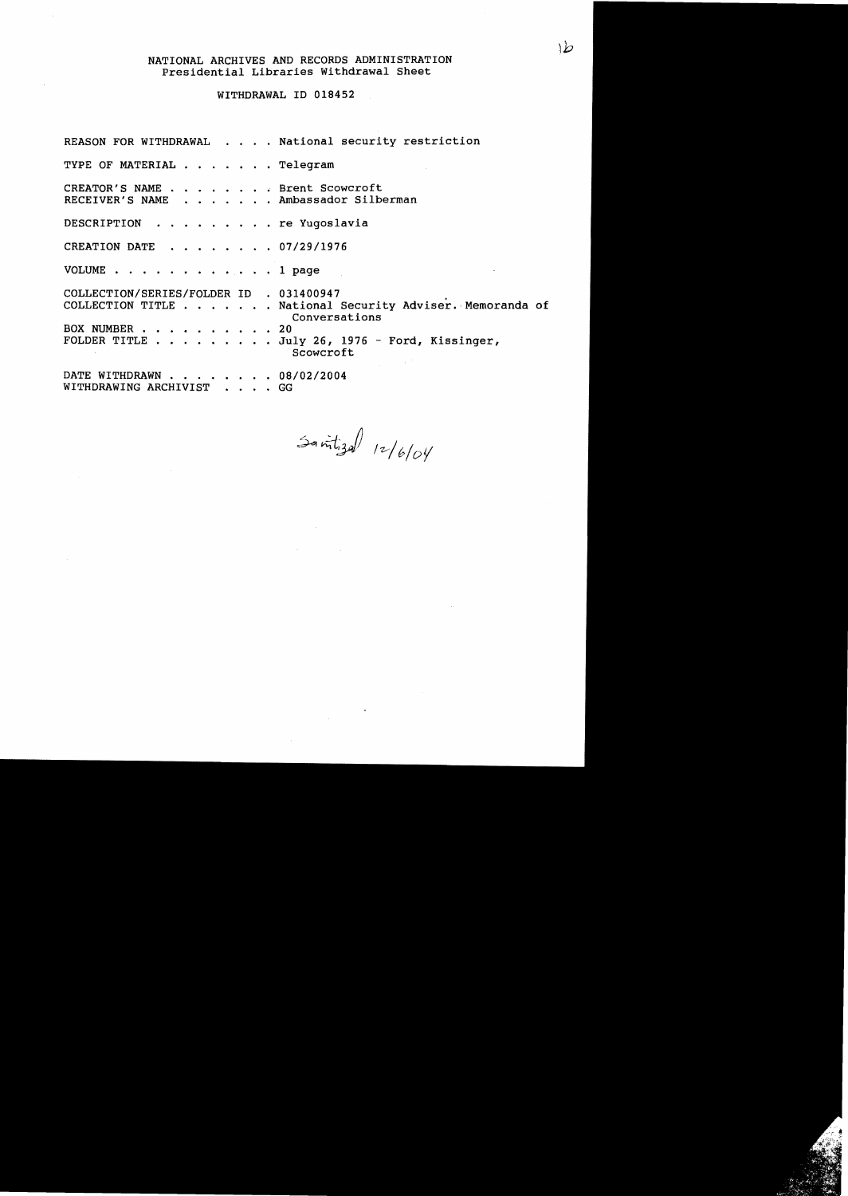NATIONAL ARCHIVES AND RECORDS ADMINISTRATION
Presidential Libraries Withdrawal Sheet

WITHDRAWAL ID 018452

REASON FOR WITHDRAWAL . . . . National security restriction

TYPE OF MATERIAL . . . . . . . Telegram

CREATOR'S NAME . . . . . . . . Brent Scowcroft
RECEIVER'S NAME . . . . . . . Ambassador Silberman

DESCRIPTION . . . . . . . . . re Yugoslavia

CREATION DATE . . . . . . . . 07/29/1976

VOLUME . . . . . . . . . . . . 1 page

COLLECTION/SERIES/FOLDER ID . 031400947
COLLECTION TITLE . . . . . . . National Security Adviser. Memoranda of Conversations
BOX NUMBER . . . . . . . . . . 20
FOLDER TITLE . . . . . . . . . July 26, 1976 - Ford, Kissinger, Scowcroft

DATE WITHDRAWN . . . . . . . . 08/02/2004
WITHDRAWING ARCHIVIST . . . . GG

Sanitized 12/6/04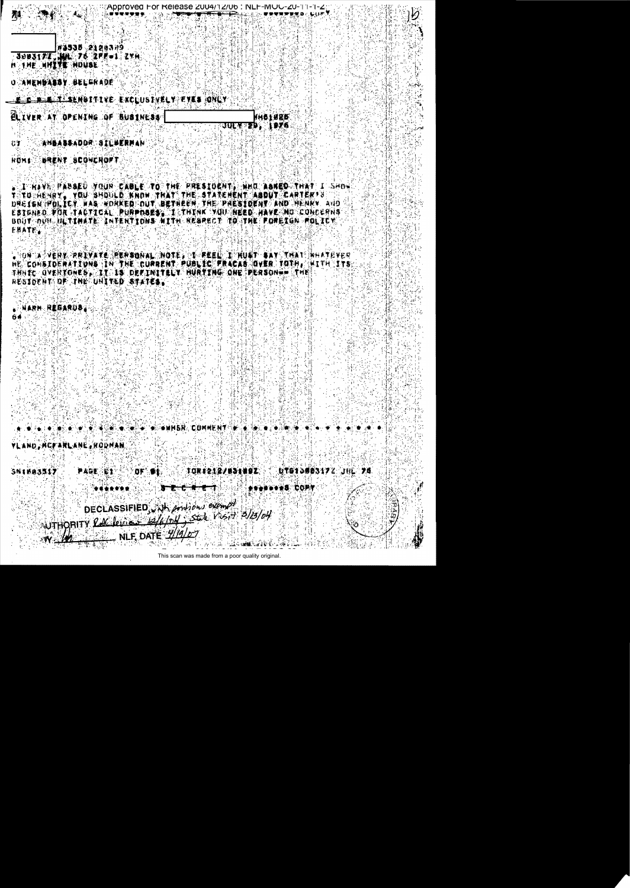Approved For Release 2004/12/06 : NLF-MOC-20-11-1-2

#3535 2120349

3003172 JUL 76 ZFF-1 ZYH

M THE WHITE HOUSE

O AMEMBASSY BELGRADE

S E C R E T SENSITIVE EXCLUSIVELY EYES ONLY

DELIVER AT OPENING OF BUSINESS  WH61826

JULY 29, 1976

OT AMBASSADOR SILBERMAN

ROM: BRENT SCOWCROFT

. I HAVE PASSED YOUR CABLE TO THE PRESIDENT, WHO ASKED THAT I SHOW IT TO HENRY. YOU SHOULD KNOW THAT THE STATEMENT ABOUT CARTER'S FOREIGN POLICY WAS WORKED OUT BETWEEN THE PRESIDENT AND HENRY AND DESIGNED FOR TACTICAL PURPOSES. I THINK YOU NEED HAVE NO CONCERNS ABOUT OUR ULTIMATE INTENTIONS WITH RESPECT TO THE FOREIGN POLICY DEBATE.

. ON A VERY PRIVATE PERSONAL NOTE, I FEEL I MUST SAY THAT WHATEVER THE CONSIDERATIONS IN THE CURRENT PUBLIC FRACAS OVER TOTH, WITH ITS ETHNIC OVERTONES, IT IS DEFINITELY HURTING ONE PERSON-- THE PRESIDENT OF THE UNITED STATES.

. WARM REGARDS.

64

\* \* \* \* \* \* \* \* \* \* \* \* \* WHSR COMMENT \* \* \* \* \* \* \* \* \* \* \* \* \*

YLAND, MCFARLANE, RODMAN

SN #03517 PAGE 01 OF 01 TOR:212/03:00Z DTG:300317Z JUL 76

S E C R E T  COPY

DECLASSIFIED, with portions exempt
AUTHORITY RAC review 12/6/04; State Visit 3/23/04
BY [illegible] NLF, DATE 4/19/07

This scan was made from a poor quality original.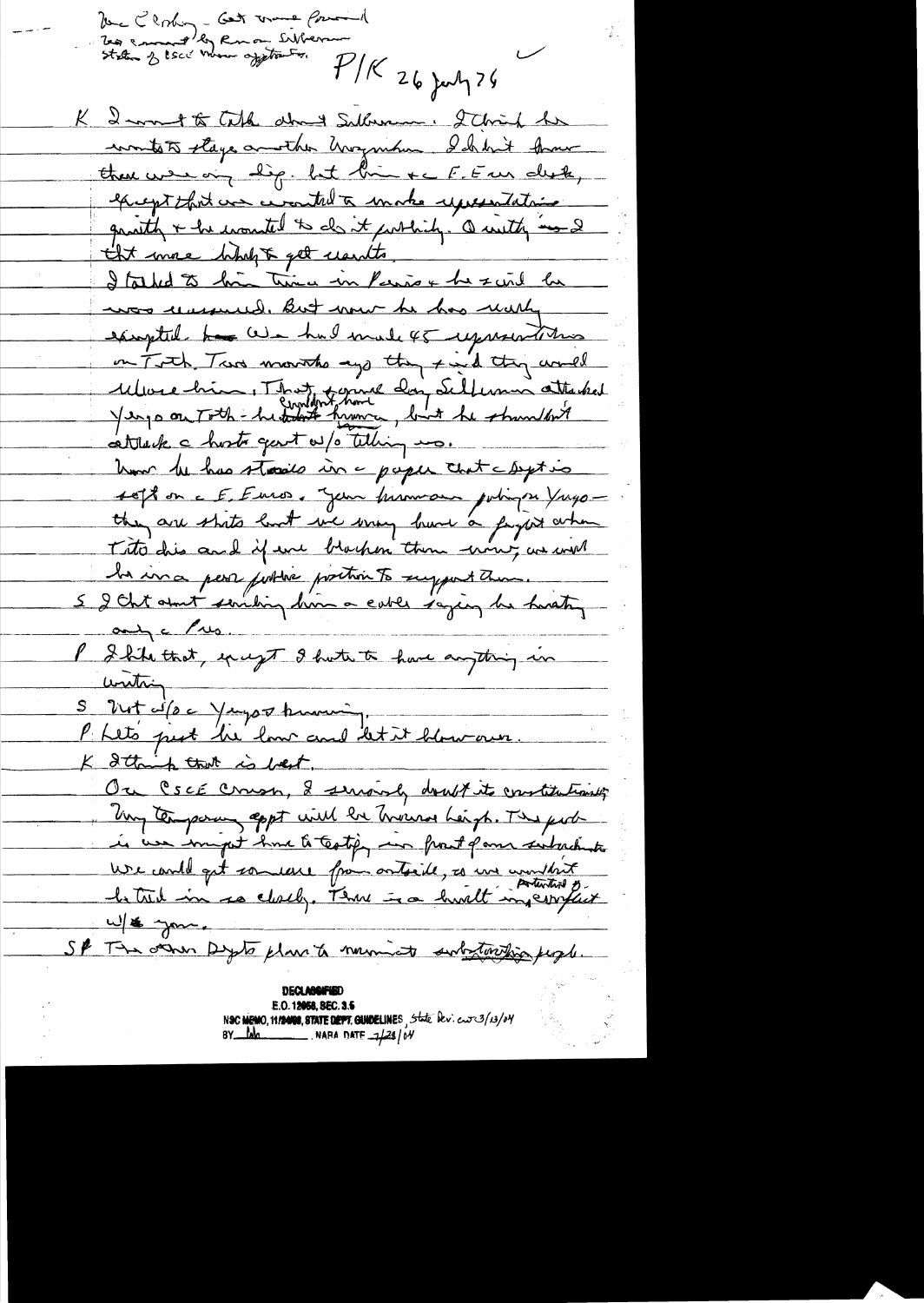Re Closky - Get more pressed
Too concerned by Rosen Silberman
Status of CSCE [illegible] appointee

P/K 26 July 76

K I want to talk about Silberman. I think he wants to stage another Yugoslav. I didn't know there were any dif. but him & E.Eur desk, except that one wanted to make representation quietly & he wanted to do it publicly. Quietly was I thot more likely to get results.
I talked to him twice in Paris & he said he was reassured. But now he has really exploited. We had made 45 representations on Toth. Two months ago they said they would release him. That same day Silberman attacked Yugos on Toth - he couldn't have known, but he shouldn't attack a host govt w/o telling us.
Now he has stories in a paper that a Dept is soft on E Euros. Your humane policy on Yugo - they are shits but we may have a fight when Tito dies and if we blacken them now, we will be in a poor public position to support them.
S I thot about sending him a cable saying he works only a Pres.
P I like that, except I hate to have anything in writing.
S Not w/o a Yugos knowing.
P Let's just lie low and let it blow over.
K I think that is best.
On CSCE comm, I seriously doubt its constitutionality. Any temporary appt will be through Leigh. The prob is we might have to testify in front of our subordinates. We could get someone from outside, so we wouldn't be tied in so closely. There is a built in potential conflict w/ you.
S P The other Depts plan to nominate substantive people.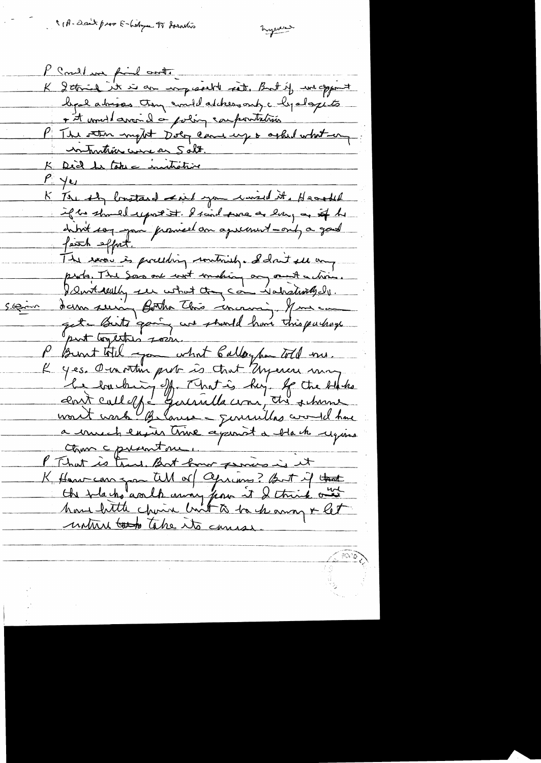SIA - Ant pres E-Lebyon TV Dennis

Nyerere

P Could we find out.

K I think it is an impossible sit. But if we appoint legal advisors they could address only c legal aspects & it would avoid a policy confrontation

P The other night Doby came up & asked what my intentions were on Salt.

K Did he take c initiative

P Yes

K The sly bastard said you raised it. He asked if he should report it. I said sure as long as he didn't say you promised an agreement - only a good faith effort.

The session is proceeding routinely. I don't see any probs. The Sov are not making any outrageous claims. I don't really see what they can substantively do.

S. African — I am seeing Botha this morning. If we can get Brits going we should have this package put together soon.

P Brent told you what Callaghan told me.

K Yes. Our other prob is that Nyerere may be backing off. That is key. If the blacks don't call off c guerrilla war, the scheme won't work. Because c guerrillas would have a much easier time against a black regime than c present one.

P That is true. But how serious is it

K How can you tell w/ Africans? But if the blacks walk away from it I think we have little choice but to back away & let nature take its course.